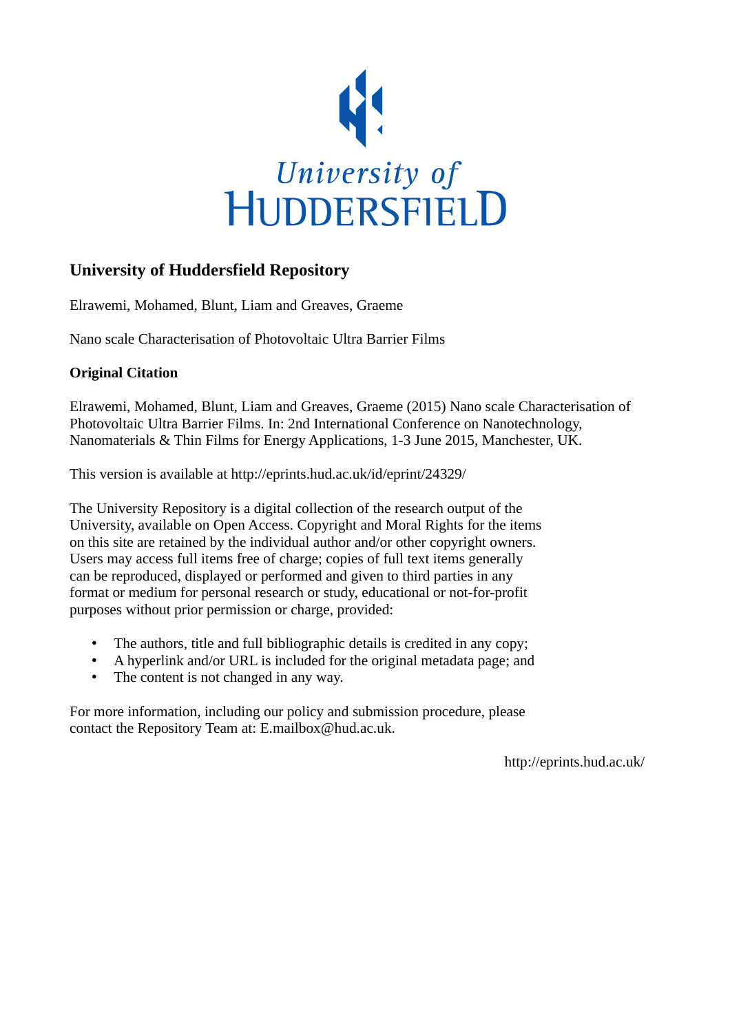University of HUDDERSFIELD

## University of Huddersfield Repository

Elrawemi, Mohamed, Blunt, Liam and Greaves, Graeme

Nano scale Characterisation of Photovoltaic Ultra Barrier Films

### Original Citation

Elrawemi, Mohamed, Blunt, Liam and Greaves, Graeme (2015) Nano scale Characterisation of Photovoltaic Ultra Barrier Films. In: 2nd International Conference on Nanotechnology, Nanomaterials & Thin Films for Energy Applications, 1-3 June 2015, Manchester, UK.

This version is available at http://eprints.hud.ac.uk/id/eprint/24329/

The University Repository is a digital collection of the research output of the University, available on Open Access. Copyright and Moral Rights for the items on this site are retained by the individual author and/or other copyright owners. Users may access full items free of charge; copies of full text items generally can be reproduced, displayed or performed and given to third parties in any format or medium for personal research or study, educational or not-for-profit purposes without prior permission or charge, provided:

- The authors, title and full bibliographic details is credited in any copy;
- A hyperlink and/or URL is included for the original metadata page; and
- The content is not changed in any way.

For more information, including our policy and submission procedure, please contact the Repository Team at: E.mailbox@hud.ac.uk.

http://eprints.hud.ac.uk/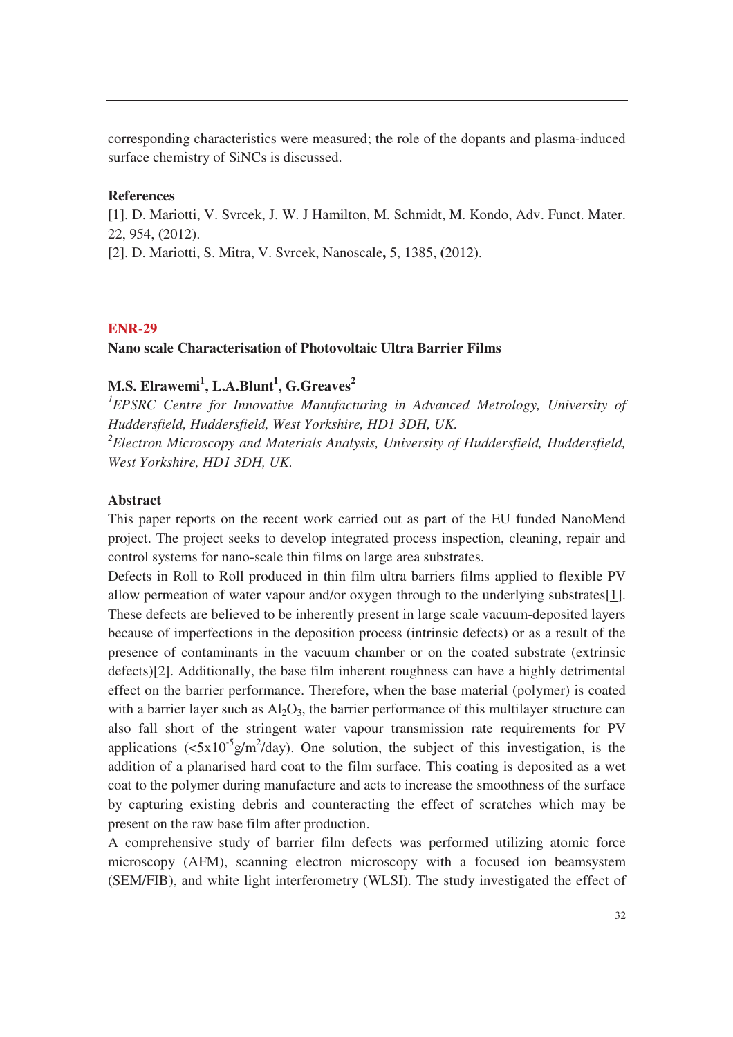corresponding characteristics were measured; the role of the dopants and plasma-induced surface chemistry of SiNCs is discussed.

**References**

[1]. D. Mariotti, V. Svrcek, J. W. J Hamilton, M. Schmidt, M. Kondo, Adv. Funct. Mater. 22, 954, (2012).

[2]. D. Mariotti, S. Mitra, V. Svrcek, Nanoscale**,** 5, 1385, **(**2012).

## ENR-29

### Nano scale Characterisation of Photovoltaic Ultra Barrier Films

**M.S. Elrawemi[1], L.A.Blunt[1], G.Greaves[2]**

*[1]EPSRC Centre for Innovative Manufacturing in Advanced Metrology, University of Huddersfield, Huddersfield, West Yorkshire, HD1 3DH, UK.*

*[2]Electron Microscopy and Materials Analysis, University of Huddersfield, Huddersfield, West Yorkshire, HD1 3DH, UK.*

**Abstract**

This paper reports on the recent work carried out as part of the EU funded NanoMend project. The project seeks to develop integrated process inspection, cleaning, repair and control systems for nano-scale thin films on large area substrates.

Defects in Roll to Roll produced in thin film ultra barriers films applied to flexible PV allow permeation of water vapour and/or oxygen through to the underlying substrates[1]. These defects are believed to be inherently present in large scale vacuum-deposited layers because of imperfections in the deposition process (intrinsic defects) or as a result of the presence of contaminants in the vacuum chamber or on the coated substrate (extrinsic defects)[2]. Additionally, the base film inherent roughness can have a highly detrimental effect on the barrier performance. Therefore, when the base material (polymer) is coated with a barrier layer such as $Al_2O_3$, the barrier performance of this multilayer structure can also fall short of the stringent water vapour transmission rate requirements for PV applications ($<5x10^{-5}g/m^2/day$). One solution, the subject of this investigation, is the addition of a planarised hard coat to the film surface. This coating is deposited as a wet coat to the polymer during manufacture and acts to increase the smoothness of the surface by capturing existing debris and counteracting the effect of scratches which may be present on the raw base film after production.

A comprehensive study of barrier film defects was performed utilizing atomic force microscopy (AFM), scanning electron microscopy with a focused ion beamsystem (SEM/FIB), and white light interferometry (WLSI). The study investigated the effect of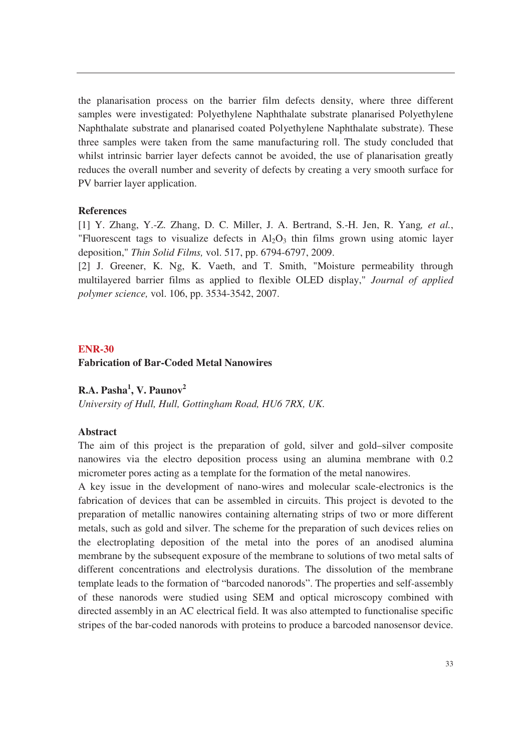the planarisation process on the barrier film defects density, where three different samples were investigated: Polyethylene Naphthalate substrate planarised Polyethylene Naphthalate substrate and planarised coated Polyethylene Naphthalate substrate). These three samples were taken from the same manufacturing roll. The study concluded that whilst intrinsic barrier layer defects cannot be avoided, the use of planarisation greatly reduces the overall number and severity of defects by creating a very smooth surface for PV barrier layer application.

**References**

[1] Y. Zhang, Y.-Z. Zhang, D. C. Miller, J. A. Bertrand, S.-H. Jen, R. Yang*, et al.*, "Fluorescent tags to visualize defects in $Al_2O_3$ thin films grown using atomic layer deposition," *Thin Solid Films,* vol. 517, pp. 6794-6797, 2009.

[2] J. Greener, K. Ng, K. Vaeth, and T. Smith, "Moisture permeability through multilayered barrier films as applied to flexible OLED display," *Journal of applied polymer science,* vol. 106, pp. 3534-3542, 2007.

## ENR-30

### Fabrication of Bar-Coded Metal Nanowires

**R.A. Pasha[1], V. Paunov[2]**

*University of Hull, Hull, Gottingham Road, HU6 7RX, UK.*

**Abstract**

The aim of this project is the preparation of gold, silver and gold–silver composite nanowires via the electro deposition process using an alumina membrane with 0.2 micrometer pores acting as a template for the formation of the metal nanowires.

A key issue in the development of nano-wires and molecular scale-electronics is the fabrication of devices that can be assembled in circuits. This project is devoted to the preparation of metallic nanowires containing alternating strips of two or more different metals, such as gold and silver. The scheme for the preparation of such devices relies on the electroplating deposition of the metal into the pores of an anodised alumina membrane by the subsequent exposure of the membrane to solutions of two metal salts of different concentrations and electrolysis durations. The dissolution of the membrane template leads to the formation of "barcoded nanorods". The properties and self-assembly of these nanorods were studied using SEM and optical microscopy combined with directed assembly in an AC electrical field. It was also attempted to functionalise specific stripes of the bar-coded nanorods with proteins to produce a barcoded nanosensor device.